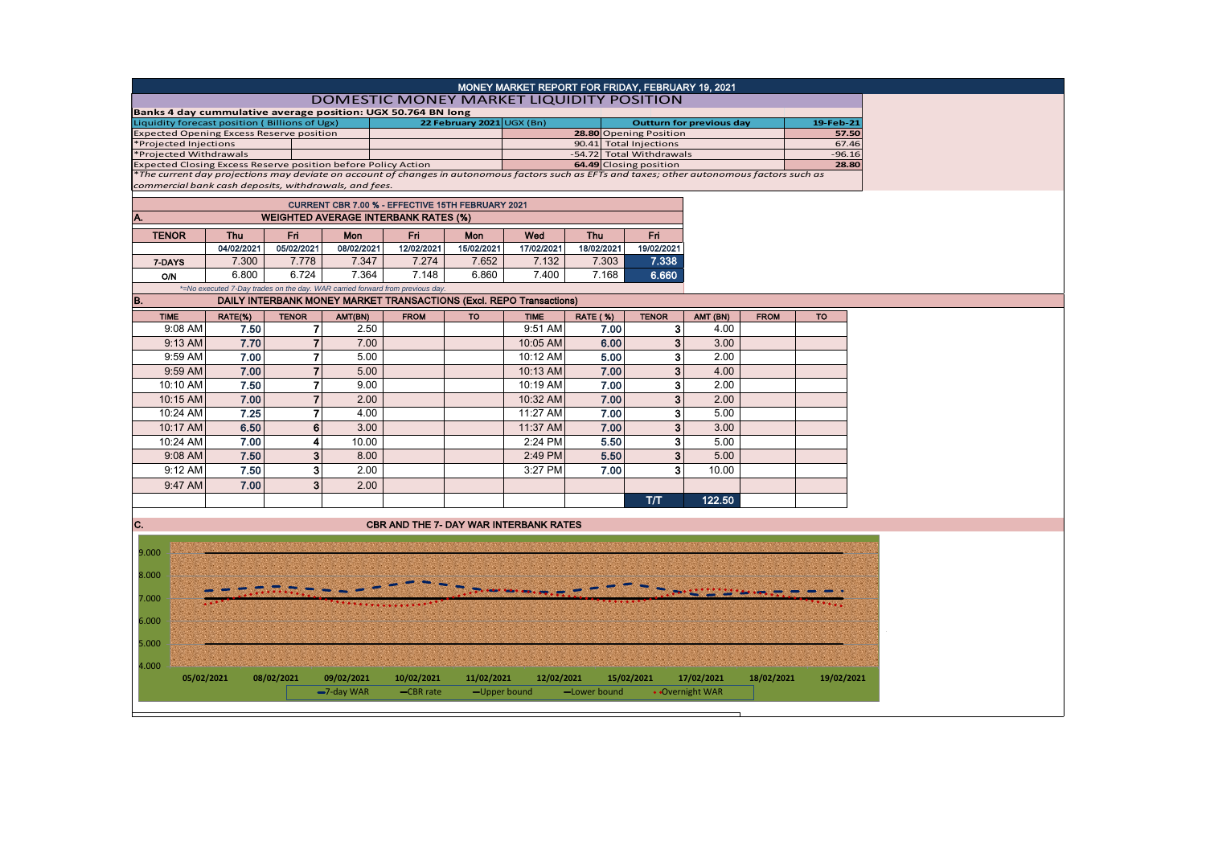# MONEY MARKET REPORT FOR FRIDAY, FEBRUARY 19, 2021

## DOMESTIC MONEY MARKET LIQUIDITY POSITION

**Banks 4 day cummulative average position: UGX 50.764 BN long**

| Liquidity forecast position ( Billions of Ugx) | 22 February 2021 UGX (Bn) | Outturn for previous day | 19-Feb-21 |
|---|---|---|---|
| Expected Opening Excess Reserve position | **28.80** | Opening Position | **57.50** |
| *Projected Injections | 90.41 | Total Injections | 67.46 |
| *Projected Withdrawals | -54.72 | Total Withdrawals | -96.16 |
| Expected Closing Excess Reserve position before Policy Action | **64.49** | Closing position | **28.80** |

*The current day projections may deviate on account of changes in autonomous factors such as EFTs and taxes; other autonomous factors such as commercial bank cash deposits, withdrawals, and fees.*

CURRENT CBR 7.00 % - EFFECTIVE 15TH FEBRUARY 2021

### A. WEIGHTED AVERAGE INTERBANK RATES (%)

| TENOR | Thu | Fri | Mon | Fri | Mon | Wed | Thu | Fri |
|---|---|---|---|---|---|---|---|---|
| | 04/02/2021 | 05/02/2021 | 08/02/2021 | 12/02/2021 | 15/02/2021 | 17/02/2021 | 18/02/2021 | 19/02/2021 |
| 7-DAYS | 7.300 | 7.778 | 7.347 | 7.274 | 7.652 | 7.132 | 7.303 | **7.338** |
| O/N | 6.800 | 6.724 | 7.364 | 7.148 | 6.860 | 7.400 | 7.168 | **6.660** |

*=No executed 7-Day trades on the day. WAR carried forward from previous day.

### B. DAILY INTERBANK MONEY MARKET TRANSACTIONS (Excl. REPO Transactions)

| TIME | RATE(%) | TENOR | AMT(BN) | FROM | TO | TIME | RATE ( %) | TENOR | AMT (BN) | FROM | TO |
|---|---|---|---|---|---|---|---|---|---|---|---|
| 9:08 AM | **7.50** | 7 | 2.50 | | | 9:51 AM | **7.00** | 3 | 4.00 | | |
| 9:13 AM | **7.70** | 7 | 7.00 | | | 10:05 AM | **6.00** | 3 | 3.00 | | |
| 9:59 AM | **7.00** | 7 | 5.00 | | | 10:12 AM | **5.00** | 3 | 2.00 | | |
| 9:59 AM | **7.00** | 7 | 5.00 | | | 10:13 AM | **7.00** | 3 | 4.00 | | |
| 10:10 AM | **7.50** | 7 | 9.00 | | | 10:19 AM | **7.00** | 3 | 2.00 | | |
| 10:15 AM | **7.00** | 7 | 2.00 | | | 10:32 AM | **7.00** | 3 | 2.00 | | |
| 10:24 AM | **7.25** | 7 | 4.00 | | | 11:27 AM | **7.00** | 3 | 5.00 | | |
| 10:17 AM | **6.50** | 6 | 3.00 | | | 11:37 AM | **7.00** | 3 | 3.00 | | |
| 10:24 AM | **7.00** | 4 | 10.00 | | | 2:24 PM | **5.50** | 3 | 5.00 | | |
| 9:08 AM | **7.50** | 3 | 8.00 | | | 2:49 PM | **5.50** | 3 | 5.00 | | |
| 9:12 AM | **7.50** | 3 | 2.00 | | | 3:27 PM | **7.00** | 3 | 10.00 | | |
| 9:47 AM | **7.00** | 3 | 2.00 | | | | | | | | |
| | | | | | | | | **T/T** | **122.50** | | |

### C. CBR AND THE 7- DAY WAR INTERBANK RATES

Legend: 7-day WAR, CBR rate, Upper bound, Lower bound, Overnight WAR

Y-axis: 4.000, 5.000, 6.000, 7.000, 8.000, 9.000

X-axis: 05/02/2021, 08/02/2021, 09/02/2021, 10/02/2021, 11/02/2021, 12/02/2021, 15/02/2021, 17/02/2021, 18/02/2021, 19/02/2021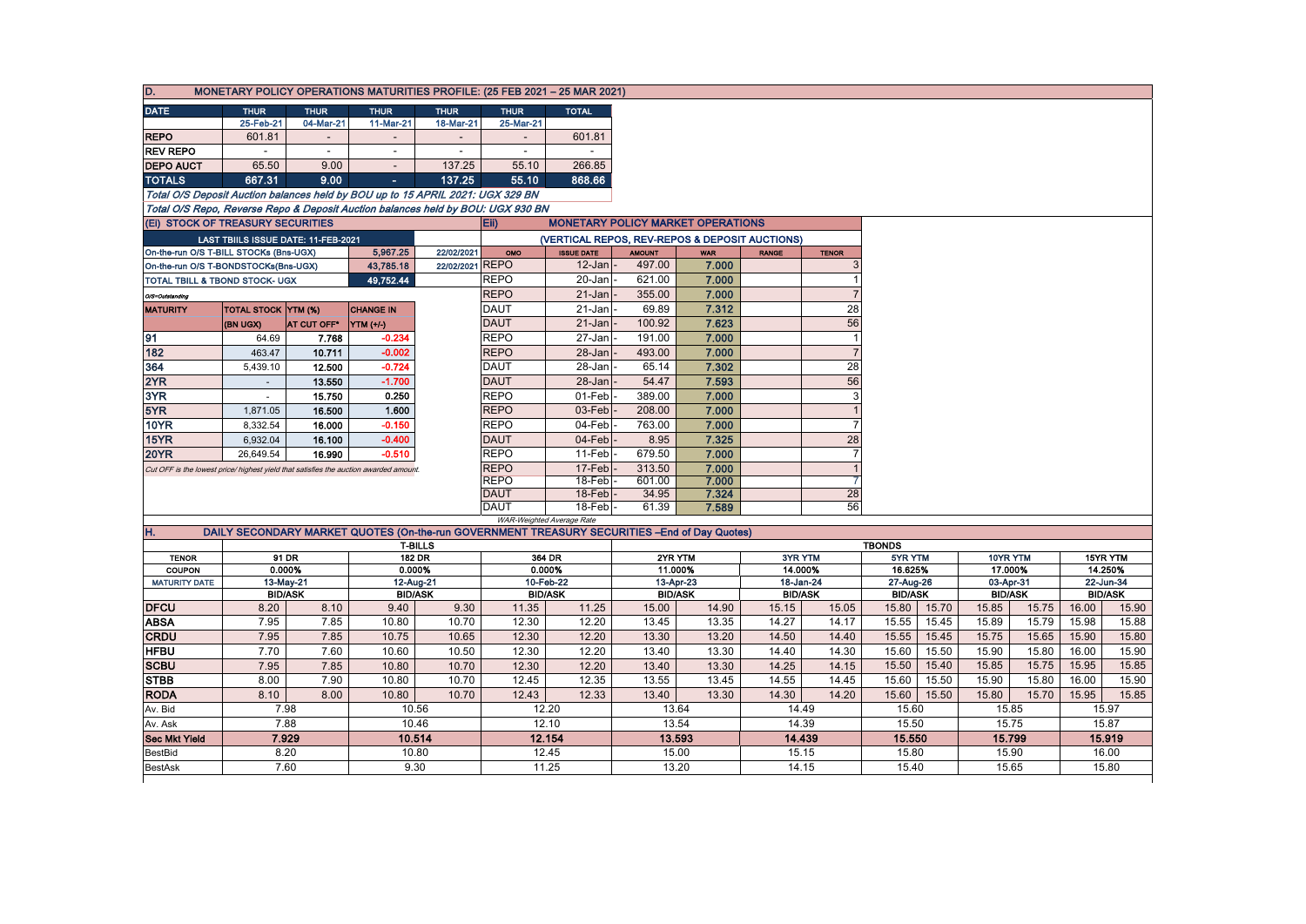## D. MONETARY POLICY OPERATIONS MATURITIES PROFILE: (25 FEB 2021 – 25 MAR 2021)

| DATE | THUR | THUR | THUR | THUR | THUR | TOTAL |
|---|---|---|---|---|---|---|
| | 25-Feb-21 | 04-Mar-21 | 11-Mar-21 | 18-Mar-21 | 25-Mar-21 | |
| REPO | 601.81 | - | - | - | - | 601.81 |
| REV REPO | - | - | - | - | - | - |
| DEPO AUCT | 65.50 | 9.00 | - | 137.25 | 55.10 | 266.85 |
| TOTALS | 667.31 | 9.00 | - | 137.25 | 55.10 | 868.66 |

*Total O/S Deposit Auction balances held by BOU up to 15 APRIL 2021: UGX 329 BN*

*Total O/S Repo, Reverse Repo & Deposit Auction balances held by BOU: UGX 930 BN*

## (EI) STOCK OF TREASURY SECURITIES

| LAST TBIILS ISSUE DATE: 11-FEB-2021 | | | |
|---|---|---|---|
| On-the-run O/S T-BILL STOCKs (Bns-UGX) | | 5,967.25 | 22/02/2021 |
| On-the-run O/S T-BONDSTOCKs(Bns-UGX) | | 43,785.18 | 22/02/2021 |
| TOTAL TBILL & TBOND STOCK- UGX | | 49,752.44 | |

*O/S=Outstanding*

| MATURITY | TOTAL STOCK (BN UGX) | YTM (%) AT CUT OFF* | CHANGE IN YTM (+/-) |
|---|---|---|---|
| 91 | 64.69 | 7.768 | -0.234 |
| 182 | 463.47 | 10.711 | -0.002 |
| 364 | 5,439.10 | 12.500 | -0.724 |
| 2YR | - | 13.550 | -1.700 |
| 3YR | - | 15.750 | 0.250 |
| 5YR | 1,871.05 | 16.500 | 1.600 |
| 10YR | 8,332.54 | 16.000 | -0.150 |
| 15YR | 6,932.04 | 16.100 | -0.400 |
| 20YR | 26,649.54 | 16.990 | -0.510 |

*Cut OFF is the lowest price/ highest yield that satisfies the auction awarded amount.*

## Eii) MONETARY POLICY MARKET OPERATIONS

(VERTICAL REPOS, REV-REPOS & DEPOSIT AUCTIONS)

| OMO | ISSUE DATE | AMOUNT | WAR | RANGE | TENOR |
|---|---|---|---|---|---|
| REPO | 12-Jan | 497.00 | 7.000 | | 3 |
| REPO | 20-Jan | 621.00 | 7.000 | | 1 |
| REPO | 21-Jan | 355.00 | 7.000 | | 7 |
| DAUT | 21-Jan | 69.89 | 7.312 | | 28 |
| DAUT | 21-Jan | 100.92 | 7.623 | | 56 |
| REPO | 27-Jan | 191.00 | 7.000 | | 1 |
| REPO | 28-Jan | 493.00 | 7.000 | | 7 |
| DAUT | 28-Jan | 65.14 | 7.302 | | 28 |
| DAUT | 28-Jan | 54.47 | 7.593 | | 56 |
| REPO | 01-Feb | 389.00 | 7.000 | | 3 |
| REPO | 03-Feb | 208.00 | 7.000 | | 1 |
| REPO | 04-Feb | 763.00 | 7.000 | | 7 |
| DAUT | 04-Feb | 8.95 | 7.325 | | 28 |
| REPO | 11-Feb | 679.50 | 7.000 | | 7 |
| REPO | 17-Feb | 313.50 | 7.000 | | 1 |
| REPO | 18-Feb | 601.00 | 7.000 | | 7 |
| DAUT | 18-Feb | 34.95 | 7.324 | | 28 |
| DAUT | 18-Feb | 61.39 | 7.589 | | 56 |

*WAR-Weighted Average Rate*

## H. DAILY SECONDARY MARKET QUOTES (On-the-run GOVERNMENT TREASURY SECURITIES –End of Day Quotes)

| | T-BILLS | | | | | | TBONDS | | | | | | | | | | | |
|---|---|---|---|---|---|---|---|---|---|---|---|---|---|---|---|---|---|---|
| TENOR | 91 DR | | 182 DR | | 364 DR | | 2YR YTM | | 3YR YTM | | 5YR YTM | | 10YR YTM | | 15YR YTM | |
| COUPON | 0.000% | | 0.000% | | 0.000% | | 11.000% | | 14.000% | | 16.625% | | 17.000% | | 14.250% | |
| MATURITY DATE | 13-May-21 | | 12-Aug-21 | | 10-Feb-22 | | 13-Apr-23 | | 18-Jan-24 | | 27-Aug-26 | | 03-Apr-31 | | 22-Jun-34 | |
| | BID/ASK | | BID/ASK | | BID/ASK | | BID/ASK | | BID/ASK | | BID/ASK | | BID/ASK | | BID/ASK | |
| DFCU | 8.20 | 8.10 | 9.40 | 9.30 | 11.35 | 11.25 | 15.00 | 14.90 | 15.15 | 15.05 | 15.80 | 15.70 | 15.85 | 15.75 | 16.00 | 15.90 |
| ABSA | 7.95 | 7.85 | 10.80 | 10.70 | 12.30 | 12.20 | 13.45 | 13.35 | 14.27 | 14.17 | 15.55 | 15.45 | 15.89 | 15.79 | 15.98 | 15.88 |
| CRDU | 7.95 | 7.85 | 10.75 | 10.65 | 12.30 | 12.20 | 13.30 | 13.20 | 14.50 | 14.40 | 15.55 | 15.45 | 15.75 | 15.65 | 15.90 | 15.80 |
| HFBU | 7.70 | 7.60 | 10.60 | 10.50 | 12.30 | 12.20 | 13.40 | 13.30 | 14.40 | 14.30 | 15.60 | 15.50 | 15.90 | 15.80 | 16.00 | 15.90 |
| SCBU | 7.95 | 7.85 | 10.80 | 10.70 | 12.30 | 12.20 | 13.40 | 13.30 | 14.25 | 14.15 | 15.50 | 15.40 | 15.85 | 15.75 | 15.95 | 15.85 |
| STBB | 8.00 | 7.90 | 10.80 | 10.70 | 12.45 | 12.35 | 13.55 | 13.45 | 14.55 | 14.45 | 15.60 | 15.50 | 15.90 | 15.80 | 16.00 | 15.90 |
| RODA | 8.10 | 8.00 | 10.80 | 10.70 | 12.43 | 12.33 | 13.40 | 13.30 | 14.30 | 14.20 | 15.60 | 15.50 | 15.80 | 15.70 | 15.95 | 15.85 |
| Av. Bid | 7.98 | | 10.56 | | 12.20 | | 13.64 | | 14.49 | | 15.60 | | 15.85 | | 15.97 | |
| Av. Ask | 7.88 | | 10.46 | | 12.10 | | 13.54 | | 14.39 | | 15.50 | | 15.75 | | 15.87 | |
| Sec Mkt Yield | 7.929 | | 10.514 | | 12.154 | | 13.593 | | 14.439 | | 15.550 | | 15.799 | | 15.919 | |
| BestBid | 8.20 | | 10.80 | | 12.45 | | 15.00 | | 15.15 | | 15.80 | | 15.90 | | 16.00 | |
| BestAsk | 7.60 | | 9.30 | | 11.25 | | 13.20 | | 14.15 | | 15.40 | | 15.65 | | 15.80 | |